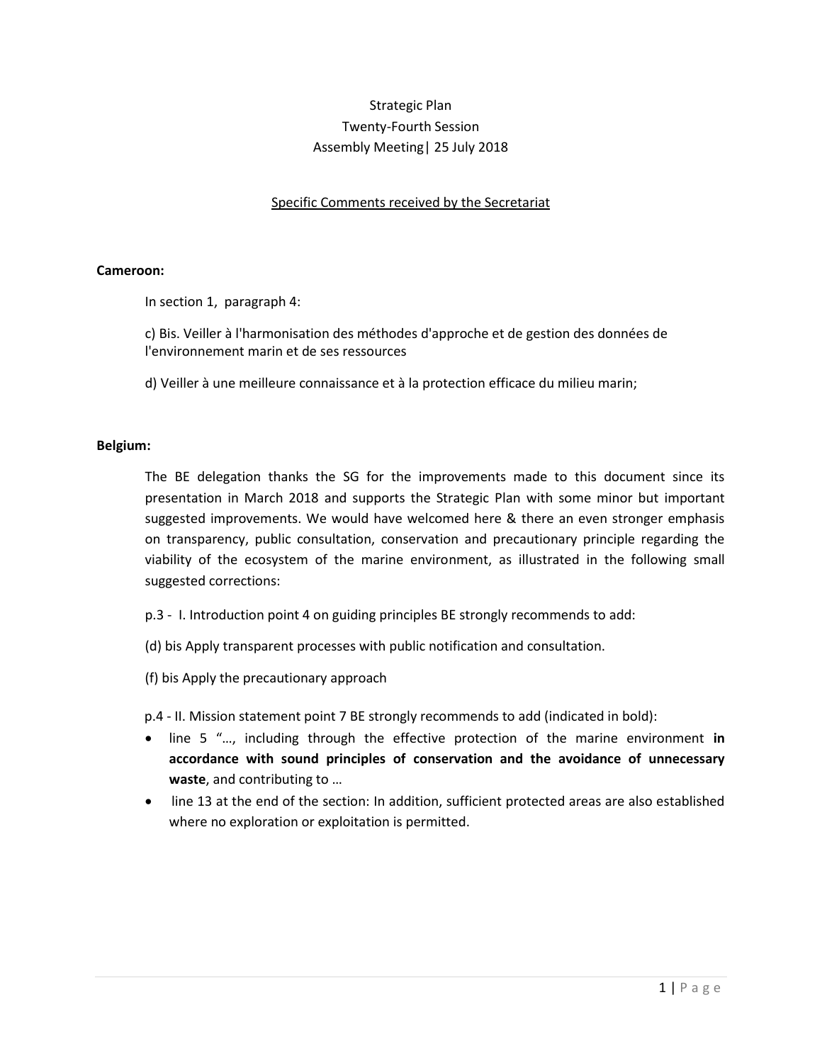Strategic Plan
Twenty-Fourth Session
Assembly Meeting| 25 July 2018

Specific Comments received by the Secretariat

**Cameroon:**

In section 1, paragraph 4:

c) Bis. Veiller à l'harmonisation des méthodes d'approche et de gestion des données de l'environnement marin et de ses ressources

d) Veiller à une meilleure connaissance et à la protection efficace du milieu marin;

**Belgium:**

The BE delegation thanks the SG for the improvements made to this document since its presentation in March 2018 and supports the Strategic Plan with some minor but important suggested improvements. We would have welcomed here & there an even stronger emphasis on transparency, public consultation, conservation and precautionary principle regarding the viability of the ecosystem of the marine environment, as illustrated in the following small suggested corrections:

p.3 - I. Introduction point 4 on guiding principles BE strongly recommends to add:

(d) bis Apply transparent processes with public notification and consultation.

(f) bis Apply the precautionary approach

p.4 - II. Mission statement point 7 BE strongly recommends to add (indicated in bold):

- line 5 "…, including through the effective protection of the marine environment **in accordance with sound principles of conservation and the avoidance of unnecessary waste**, and contributing to …
- line 13 at the end of the section: In addition, sufficient protected areas are also established where no exploration or exploitation is permitted.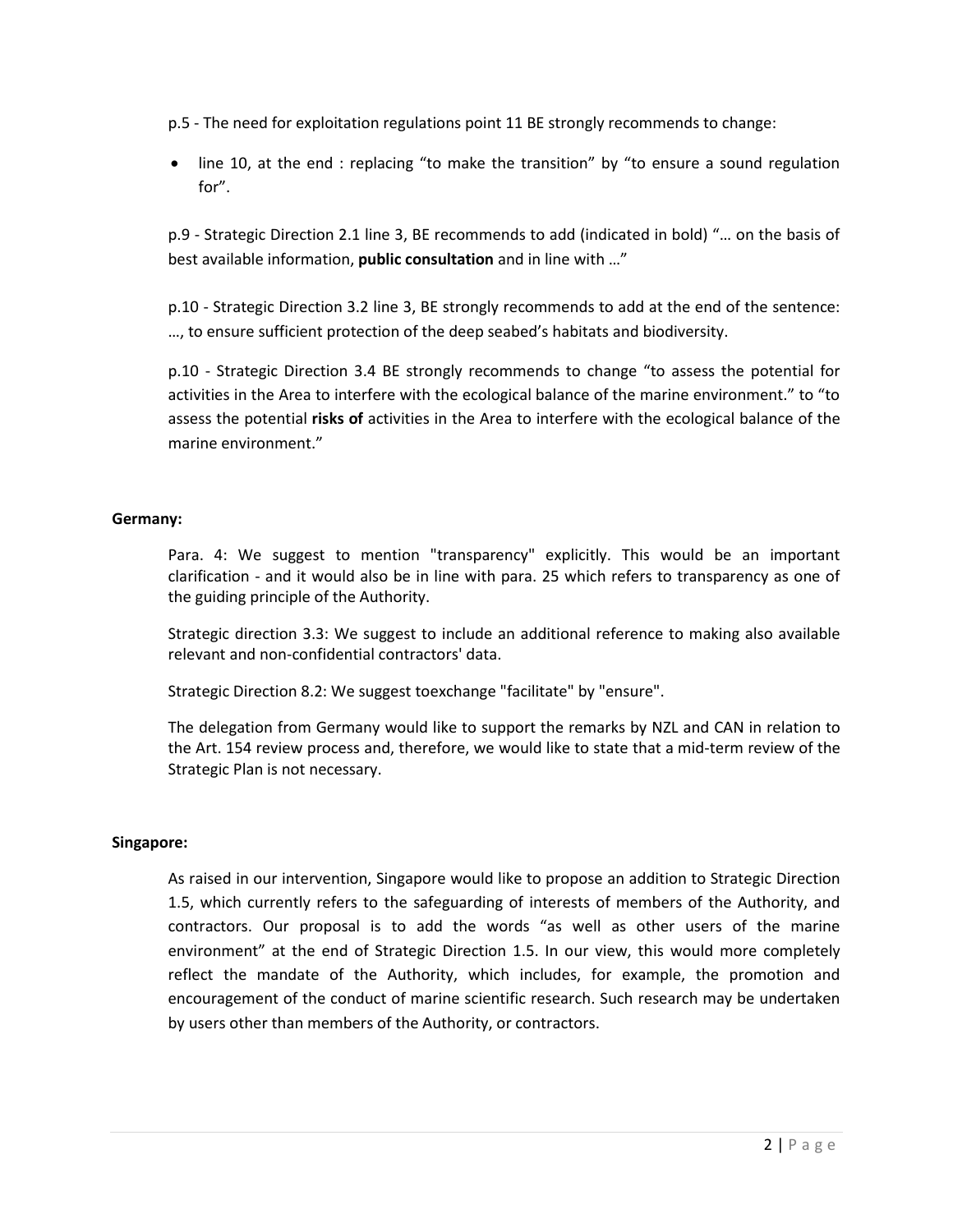p.5 - The need for exploitation regulations point 11 BE strongly recommends to change:

- line 10, at the end : replacing "to make the transition" by "to ensure a sound regulation for".

p.9 - Strategic Direction 2.1 line 3, BE recommends to add (indicated in bold) "… on the basis of best available information, **public consultation** and in line with …"

p.10 - Strategic Direction 3.2 line 3, BE strongly recommends to add at the end of the sentence: …, to ensure sufficient protection of the deep seabed's habitats and biodiversity.

p.10 - Strategic Direction 3.4 BE strongly recommends to change "to assess the potential for activities in the Area to interfere with the ecological balance of the marine environment." to "to assess the potential **risks of** activities in the Area to interfere with the ecological balance of the marine environment."

**Germany:**

Para. 4: We suggest to mention "transparency" explicitly. This would be an important clarification - and it would also be in line with para. 25 which refers to transparency as one of the guiding principle of the Authority.

Strategic direction 3.3: We suggest to include an additional reference to making also available relevant and non-confidential contractors' data.

Strategic Direction 8.2: We suggest toexchange "facilitate" by "ensure".

The delegation from Germany would like to support the remarks by NZL and CAN in relation to the Art. 154 review process and, therefore, we would like to state that a mid-term review of the Strategic Plan is not necessary.

**Singapore:**

As raised in our intervention, Singapore would like to propose an addition to Strategic Direction 1.5, which currently refers to the safeguarding of interests of members of the Authority, and contractors. Our proposal is to add the words "as well as other users of the marine environment" at the end of Strategic Direction 1.5. In our view, this would more completely reflect the mandate of the Authority, which includes, for example, the promotion and encouragement of the conduct of marine scientific research. Such research may be undertaken by users other than members of the Authority, or contractors.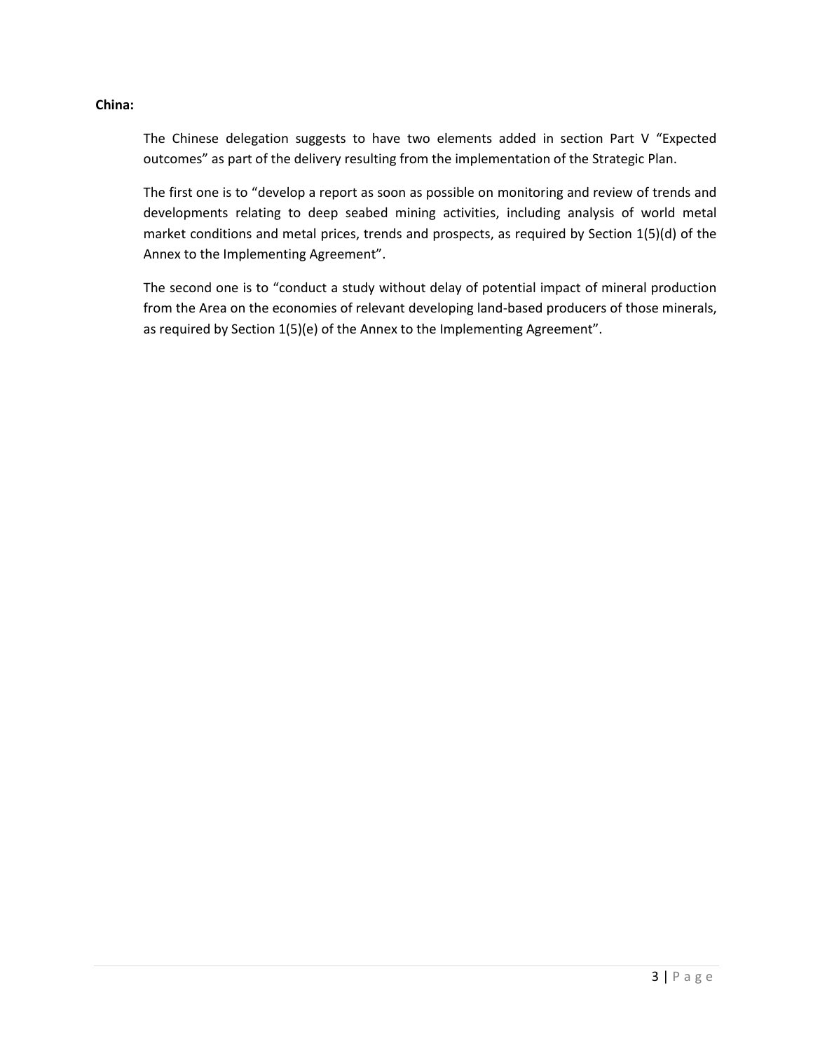**China:**

The Chinese delegation suggests to have two elements added in section Part V “Expected outcomes” as part of the delivery resulting from the implementation of the Strategic Plan.

The first one is to “develop a report as soon as possible on monitoring and review of trends and developments relating to deep seabed mining activities, including analysis of world metal market conditions and metal prices, trends and prospects, as required by Section 1(5)(d) of the Annex to the Implementing Agreement”.

The second one is to “conduct a study without delay of potential impact of mineral production from the Area on the economies of relevant developing land-based producers of those minerals, as required by Section 1(5)(e) of the Annex to the Implementing Agreement”.